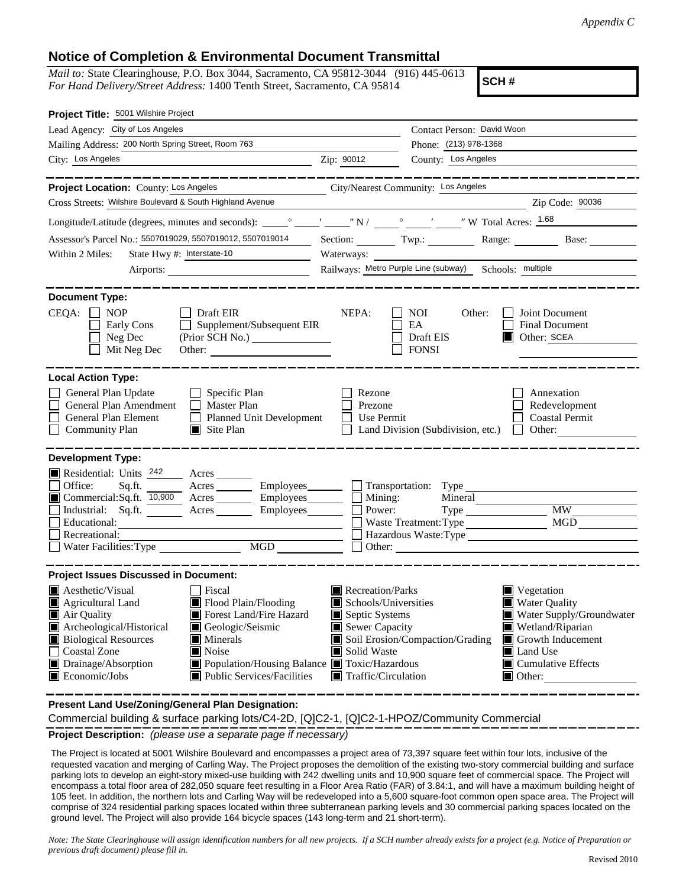*Appendix C*

## Notice of Completion & Environmental Document Transmittal

*Mail to:* State Clearinghouse, P.O. Box 3044, Sacramento, CA 95812-3044 (916) 445-0613
*For Hand Delivery/Street Address:* 1400 Tenth Street, Sacramento, CA 95814

**SCH #**

**Project Title:** 5001 Wilshire Project

Lead Agency: City of Los Angeles
Contact Person: David Woon
Mailing Address: 200 North Spring Street, Room 763
Phone: (213) 978-1368
City: Los Angeles
Zip: 90012
County: Los Angeles

---

**Project Location:** County: Los Angeles
City/Nearest Community: Los Angeles
Cross Streets: Wilshire Boulevard & South Highland Avenue
Zip Code: 90036

Longitude/Latitude (degrees, minutes and seconds): ____° ____′ ____″ N / ____° ____′ ____″ W Total Acres: 1.68

Assessor's Parcel No.: 5507019029, 5507019012, 5507019014
Section: ____ Twp.: ____ Range: ____ Base: ____

Within 2 Miles: State Hwy #: Interstate-10
Waterways: ____
Airports: ____
Railways: Metro Purple Line (subway)
Schools: multiple

---

**Document Type:**

CEQA: ☐ NOP ☐ Early Cons ☐ Neg Dec ☐ Mit Neg Dec ☐ Draft EIR ☐ Supplement/Subsequent EIR (Prior SCH No.) ____ Other: ____

NEPA: ☐ NOI ☐ EA ☐ Draft EIS ☐ FONSI

Other: ☐ Joint Document ☐ Final Document ☒ Other: SCEA

---

**Local Action Type:**

☐ General Plan Update
☐ General Plan Amendment
☐ General Plan Element
☐ Community Plan
☐ Specific Plan
☐ Master Plan
☐ Planned Unit Development
☒ Site Plan
☐ Rezone
☐ Prezone
☐ Use Permit
☐ Land Division (Subdivision, etc.)
☐ Annexation
☐ Redevelopment
☐ Coastal Permit
☐ Other: ____

---

**Development Type:**

☒ Residential: Units 242 Acres ____
☐ Office: Sq.ft. ____ Acres ____ Employees ____
☒ Commercial: Sq.ft. 10,900 Acres ____ Employees ____
☐ Industrial: Sq.ft. ____ Acres ____ Employees ____
☐ Educational: ____
☐ Recreational: ____
☐ Water Facilities: Type ____ MGD ____
☐ Transportation: Type ____
☐ Mining: Mineral ____
☐ Power: Type ____ MW ____
☐ Waste Treatment: Type ____ MGD ____
☐ Hazardous Waste: Type ____
☐ Other: ____

---

**Project Issues Discussed in Document:**

☒ Aesthetic/Visual
☒ Agricultural Land
☒ Air Quality
☒ Archeological/Historical
☒ Biological Resources
☐ Coastal Zone
☒ Drainage/Absorption
☒ Economic/Jobs
☐ Fiscal
☒ Flood Plain/Flooding
☒ Forest Land/Fire Hazard
☒ Geologic/Seismic
☒ Minerals
☒ Noise
☒ Population/Housing Balance
☒ Public Services/Facilities
☒ Recreation/Parks
☒ Schools/Universities
☒ Septic Systems
☒ Sewer Capacity
☒ Soil Erosion/Compaction/Grading
☒ Solid Waste
☒ Toxic/Hazardous
☒ Traffic/Circulation
☒ Vegetation
☒ Water Quality
☒ Water Supply/Groundwater
☒ Wetland/Riparian
☒ Growth Inducement
☒ Land Use
☒ Cumulative Effects
☒ Other: ____

---

**Present Land Use/Zoning/General Plan Designation:**

Commercial building & surface parking lots/C4-2D, [Q]C2-1, [Q]C2-1-HPOZ/Community Commercial

---

**Project Description:** *(please use a separate page if necessary)*

The Project is located at 5001 Wilshire Boulevard and encompasses a project area of 73,397 square feet within four lots, inclusive of the requested vacation and merging of Carling Way. The Project proposes the demolition of the existing two-story commercial building and surface parking lots to develop an eight-story mixed-use building with 242 dwelling units and 10,900 square feet of commercial space. The Project will encompass a total floor area of 282,050 square feet resulting in a Floor Area Ratio (FAR) of 3.84:1, and will have a maximum building height of 105 feet. In addition, the northern lots and Carling Way will be redeveloped into a 5,600 square-foot common open space area. The Project will comprise of 324 residential parking spaces located within three subterranean parking levels and 30 commercial parking spaces located on the ground level. The Project will also provide 164 bicycle spaces (143 long-term and 21 short-term).

*Note: The State Clearinghouse will assign identification numbers for all new projects. If a SCH number already exists for a project (e.g. Notice of Preparation or previous draft document) please fill in.*

Revised 2010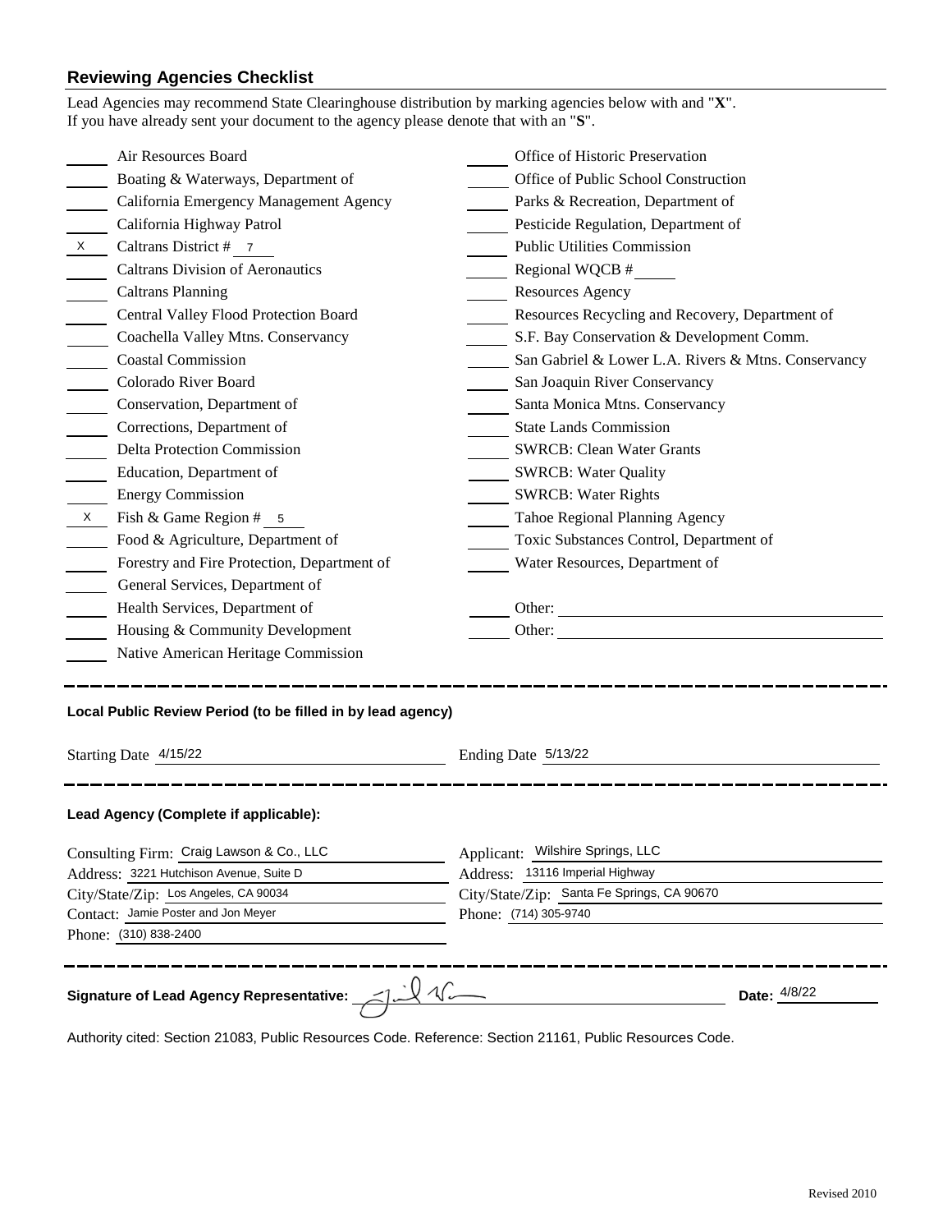## Reviewing Agencies Checklist

Lead Agencies may recommend State Clearinghouse distribution by marking agencies below with and "**X**".
If you have already sent your document to the agency please denote that with an "**S**".

| | | | |
|---|---|---|---|
| ____ | Air Resources Board | ____ | Office of Historic Preservation |
| ____ | Boating & Waterways, Department of | ____ | Office of Public School Construction |
| ____ | California Emergency Management Agency | ____ | Parks & Recreation, Department of |
| ____ | California Highway Patrol | ____ | Pesticide Regulation, Department of |
| X | Caltrans District # 7 | ____ | Public Utilities Commission |
| ____ | Caltrans Division of Aeronautics | ____ | Regional WQCB # ____ |
| ____ | Caltrans Planning | ____ | Resources Agency |
| ____ | Central Valley Flood Protection Board | ____ | Resources Recycling and Recovery, Department of |
| ____ | Coachella Valley Mtns. Conservancy | ____ | S.F. Bay Conservation & Development Comm. |
| ____ | Coastal Commission | ____ | San Gabriel & Lower L.A. Rivers & Mtns. Conservancy |
| ____ | Colorado River Board | ____ | San Joaquin River Conservancy |
| ____ | Conservation, Department of | ____ | Santa Monica Mtns. Conservancy |
| ____ | Corrections, Department of | ____ | State Lands Commission |
| ____ | Delta Protection Commission | ____ | SWRCB: Clean Water Grants |
| ____ | Education, Department of | ____ | SWRCB: Water Quality |
| ____ | Energy Commission | ____ | SWRCB: Water Rights |
| X | Fish & Game Region # 5 | ____ | Tahoe Regional Planning Agency |
| ____ | Food & Agriculture, Department of | ____ | Toxic Substances Control, Department of |
| ____ | Forestry and Fire Protection, Department of | ____ | Water Resources, Department of |
| ____ | General Services, Department of | | |
| ____ | Health Services, Department of | ____ | Other: ____ |
| ____ | Housing & Community Development | ____ | Other: ____ |
| ____ | Native American Heritage Commission | | |

---

**Local Public Review Period (to be filled in by lead agency)**

Starting Date 4/15/22 Ending Date 5/13/22

---

**Lead Agency (Complete if applicable):**

| | |
|---|---|
| Consulting Firm: Craig Lawson & Co., LLC | Applicant: Wilshire Springs, LLC |
| Address: 3221 Hutchison Avenue, Suite D | Address: 13116 Imperial Highway |
| City/State/Zip: Los Angeles, CA 90034 | City/State/Zip: Santa Fe Springs, CA 90670 |
| Contact: Jamie Poster and Jon Meyer | Phone: (714) 305-9740 |
| Phone: (310) 838-2400 | |

---

**Signature of Lead Agency Representative:** ____________ **Date:** 4/8/22

Authority cited: Section 21083, Public Resources Code. Reference: Section 21161, Public Resources Code.

Revised 2010